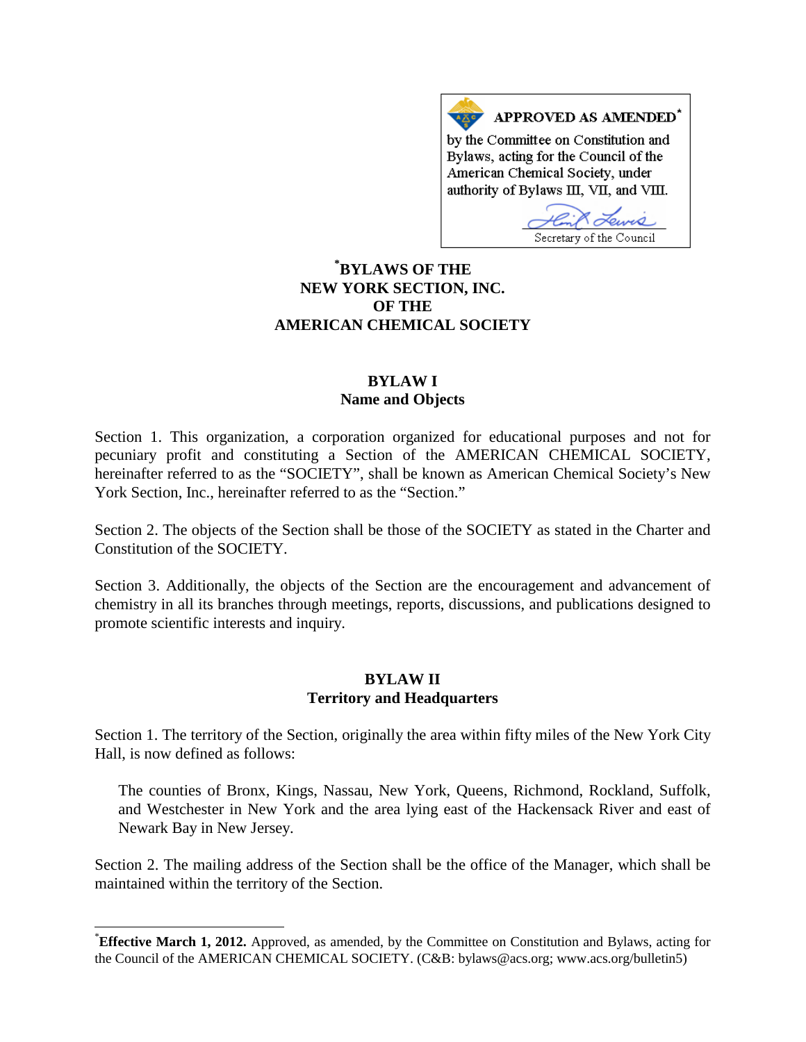**APPROVED AS AMENDED*** by the Committee on Constitution and Bylaws, acting for the Council of the American Chemical Society, under authority of Bylaws III, VII, and VIII.

Secretary of the Council

# *BYLAWS OF THE NEW YORK SECTION, INC. OF THE AMERICAN CHEMICAL SOCIETY

## BYLAW I
## Name and Objects

Section 1. This organization, a corporation organized for educational purposes and not for pecuniary profit and constituting a Section of the AMERICAN CHEMICAL SOCIETY, hereinafter referred to as the "SOCIETY", shall be known as American Chemical Society's New York Section, Inc., hereinafter referred to as the "Section."

Section 2. The objects of the Section shall be those of the SOCIETY as stated in the Charter and Constitution of the SOCIETY.

Section 3. Additionally, the objects of the Section are the encouragement and advancement of chemistry in all its branches through meetings, reports, discussions, and publications designed to promote scientific interests and inquiry.

## BYLAW II
## Territory and Headquarters

Section 1. The territory of the Section, originally the area within fifty miles of the New York City Hall, is now defined as follows:

> The counties of Bronx, Kings, Nassau, New York, Queens, Richmond, Rockland, Suffolk, and Westchester in New York and the area lying east of the Hackensack River and east of Newark Bay in New Jersey.

Section 2. The mailing address of the Section shall be the office of the Manager, which shall be maintained within the territory of the Section.

---

***Effective March 1, 2012.** Approved, as amended, by the Committee on Constitution and Bylaws, acting for the Council of the AMERICAN CHEMICAL SOCIETY. (C&B: bylaws@acs.org; www.acs.org/bulletin5)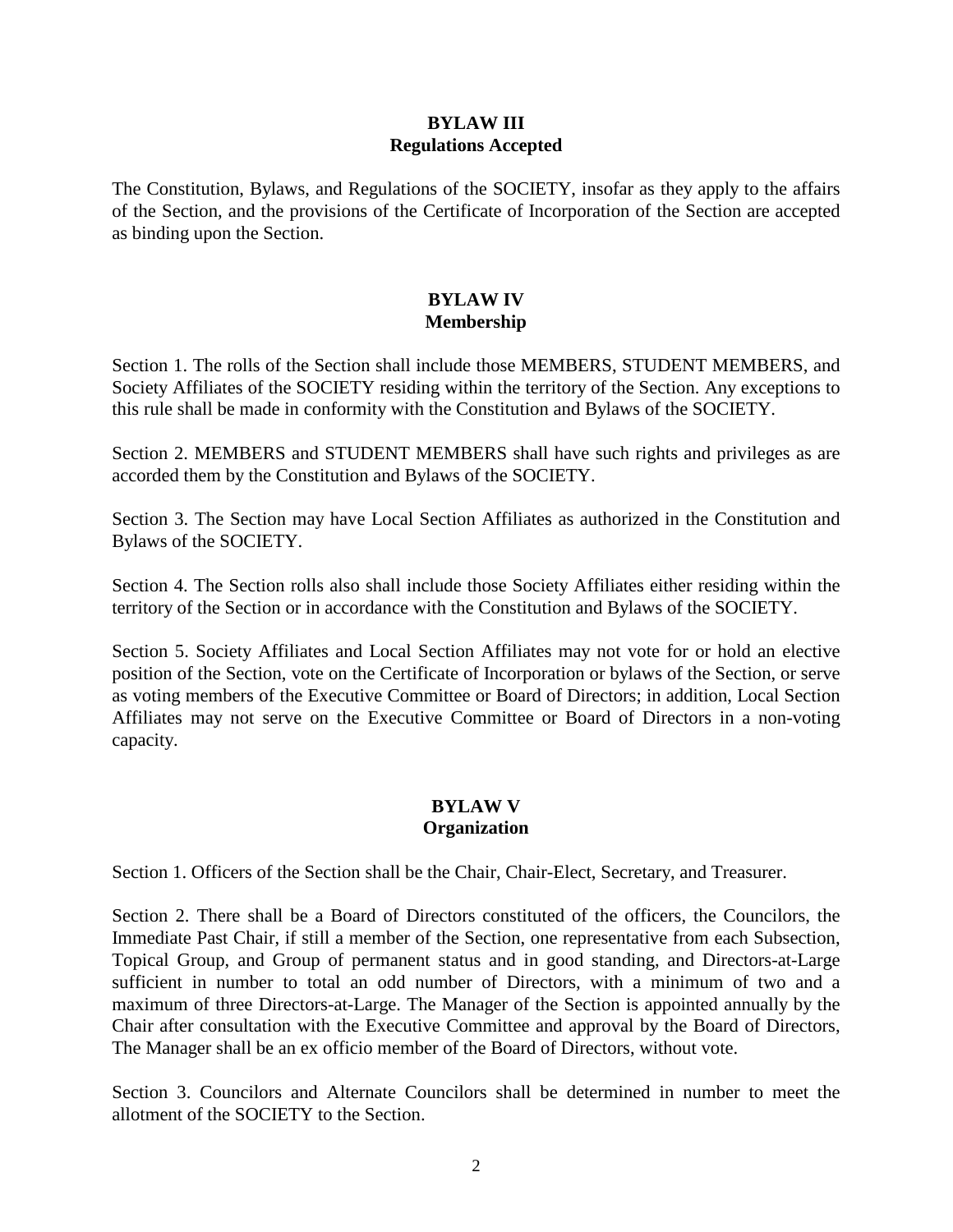## BYLAW III
## Regulations Accepted

The Constitution, Bylaws, and Regulations of the SOCIETY, insofar as they apply to the affairs of the Section, and the provisions of the Certificate of Incorporation of the Section are accepted as binding upon the Section.

## BYLAW IV
## Membership

Section 1. The rolls of the Section shall include those MEMBERS, STUDENT MEMBERS, and Society Affiliates of the SOCIETY residing within the territory of the Section. Any exceptions to this rule shall be made in conformity with the Constitution and Bylaws of the SOCIETY.

Section 2. MEMBERS and STUDENT MEMBERS shall have such rights and privileges as are accorded them by the Constitution and Bylaws of the SOCIETY.

Section 3. The Section may have Local Section Affiliates as authorized in the Constitution and Bylaws of the SOCIETY.

Section 4. The Section rolls also shall include those Society Affiliates either residing within the territory of the Section or in accordance with the Constitution and Bylaws of the SOCIETY.

Section 5. Society Affiliates and Local Section Affiliates may not vote for or hold an elective position of the Section, vote on the Certificate of Incorporation or bylaws of the Section, or serve as voting members of the Executive Committee or Board of Directors; in addition, Local Section Affiliates may not serve on the Executive Committee or Board of Directors in a non-voting capacity.

## BYLAW V
## Organization

Section 1. Officers of the Section shall be the Chair, Chair-Elect, Secretary, and Treasurer.

Section 2. There shall be a Board of Directors constituted of the officers, the Councilors, the Immediate Past Chair, if still a member of the Section, one representative from each Subsection, Topical Group, and Group of permanent status and in good standing, and Directors-at-Large sufficient in number to total an odd number of Directors, with a minimum of two and a maximum of three Directors-at-Large. The Manager of the Section is appointed annually by the Chair after consultation with the Executive Committee and approval by the Board of Directors, The Manager shall be an ex officio member of the Board of Directors, without vote.

Section 3. Councilors and Alternate Councilors shall be determined in number to meet the allotment of the SOCIETY to the Section.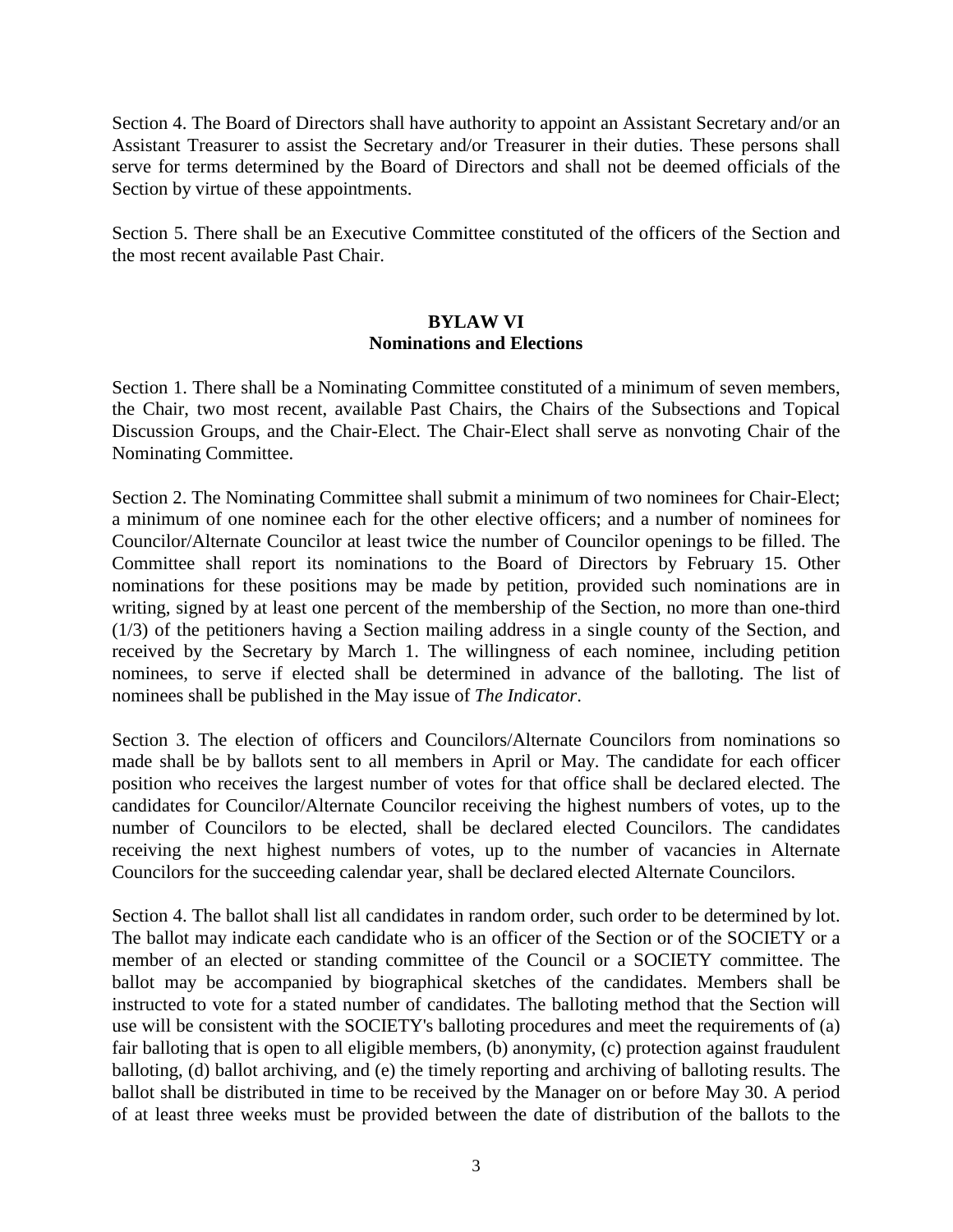Section 4. The Board of Directors shall have authority to appoint an Assistant Secretary and/or an Assistant Treasurer to assist the Secretary and/or Treasurer in their duties. These persons shall serve for terms determined by the Board of Directors and shall not be deemed officials of the Section by virtue of these appointments.

Section 5. There shall be an Executive Committee constituted of the officers of the Section and the most recent available Past Chair.

## BYLAW VI
## Nominations and Elections

Section 1. There shall be a Nominating Committee constituted of a minimum of seven members, the Chair, two most recent, available Past Chairs, the Chairs of the Subsections and Topical Discussion Groups, and the Chair-Elect. The Chair-Elect shall serve as nonvoting Chair of the Nominating Committee.

Section 2. The Nominating Committee shall submit a minimum of two nominees for Chair-Elect; a minimum of one nominee each for the other elective officers; and a number of nominees for Councilor/Alternate Councilor at least twice the number of Councilor openings to be filled. The Committee shall report its nominations to the Board of Directors by February 15. Other nominations for these positions may be made by petition, provided such nominations are in writing, signed by at least one percent of the membership of the Section, no more than one-third (1/3) of the petitioners having a Section mailing address in a single county of the Section, and received by the Secretary by March 1. The willingness of each nominee, including petition nominees, to serve if elected shall be determined in advance of the balloting. The list of nominees shall be published in the May issue of *The Indicator*.

Section 3. The election of officers and Councilors/Alternate Councilors from nominations so made shall be by ballots sent to all members in April or May. The candidate for each officer position who receives the largest number of votes for that office shall be declared elected. The candidates for Councilor/Alternate Councilor receiving the highest numbers of votes, up to the number of Councilors to be elected, shall be declared elected Councilors. The candidates receiving the next highest numbers of votes, up to the number of vacancies in Alternate Councilors for the succeeding calendar year, shall be declared elected Alternate Councilors.

Section 4. The ballot shall list all candidates in random order, such order to be determined by lot. The ballot may indicate each candidate who is an officer of the Section or of the SOCIETY or a member of an elected or standing committee of the Council or a SOCIETY committee. The ballot may be accompanied by biographical sketches of the candidates. Members shall be instructed to vote for a stated number of candidates. The balloting method that the Section will use will be consistent with the SOCIETY's balloting procedures and meet the requirements of (a) fair balloting that is open to all eligible members, (b) anonymity, (c) protection against fraudulent balloting, (d) ballot archiving, and (e) the timely reporting and archiving of balloting results. The ballot shall be distributed in time to be received by the Manager on or before May 30. A period of at least three weeks must be provided between the date of distribution of the ballots to the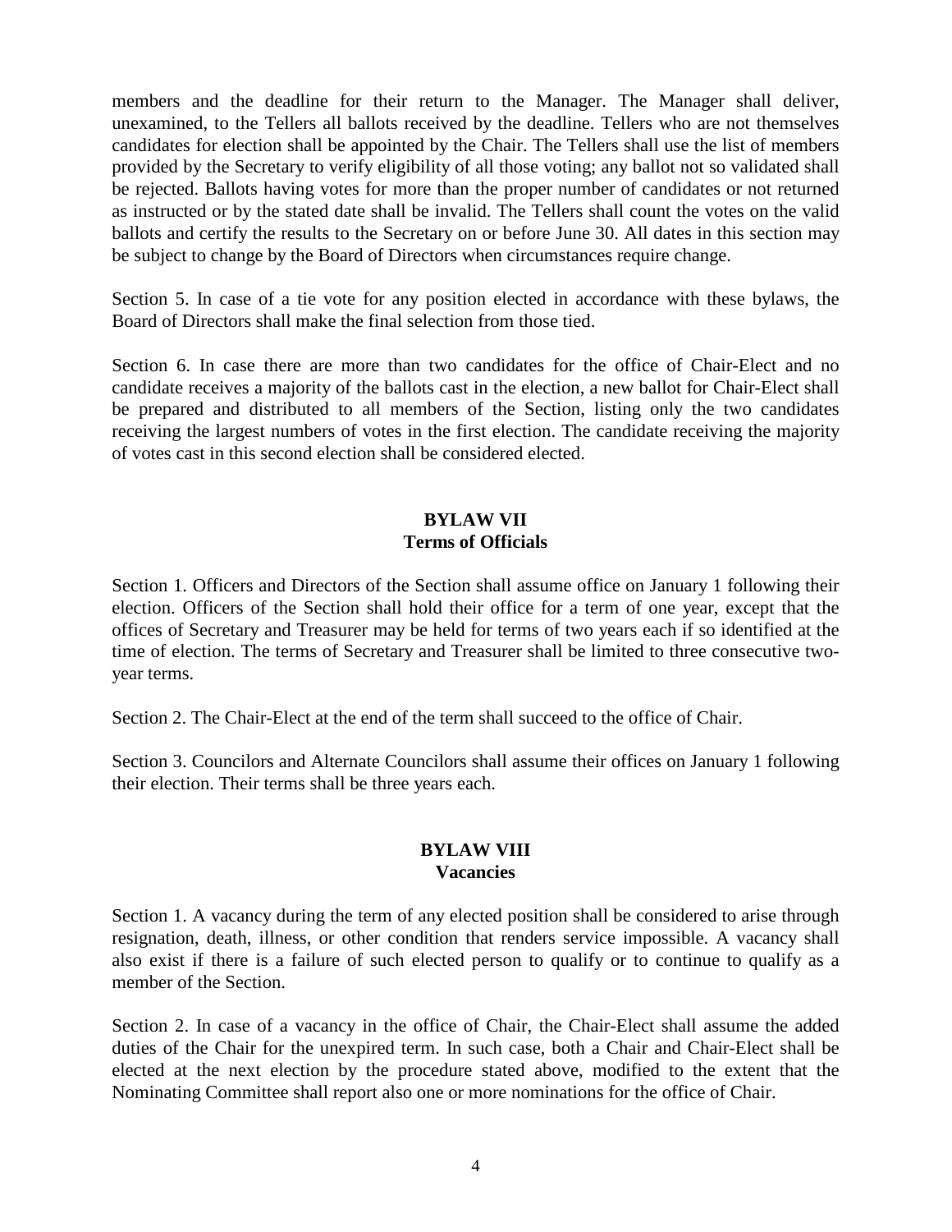members and the deadline for their return to the Manager. The Manager shall deliver, unexamined, to the Tellers all ballots received by the deadline. Tellers who are not themselves candidates for election shall be appointed by the Chair. The Tellers shall use the list of members provided by the Secretary to verify eligibility of all those voting; any ballot not so validated shall be rejected. Ballots having votes for more than the proper number of candidates or not returned as instructed or by the stated date shall be invalid. The Tellers shall count the votes on the valid ballots and certify the results to the Secretary on or before June 30. All dates in this section may be subject to change by the Board of Directors when circumstances require change.

Section 5. In case of a tie vote for any position elected in accordance with these bylaws, the Board of Directors shall make the final selection from those tied.

Section 6. In case there are more than two candidates for the office of Chair-Elect and no candidate receives a majority of the ballots cast in the election, a new ballot for Chair-Elect shall be prepared and distributed to all members of the Section, listing only the two candidates receiving the largest numbers of votes in the first election. The candidate receiving the majority of votes cast in this second election shall be considered elected.

## BYLAW VII
## Terms of Officials

Section 1. Officers and Directors of the Section shall assume office on January 1 following their election. Officers of the Section shall hold their office for a term of one year, except that the offices of Secretary and Treasurer may be held for terms of two years each if so identified at the time of election. The terms of Secretary and Treasurer shall be limited to three consecutive two-year terms.

Section 2. The Chair-Elect at the end of the term shall succeed to the office of Chair.

Section 3. Councilors and Alternate Councilors shall assume their offices on January 1 following their election. Their terms shall be three years each.

## BYLAW VIII
## Vacancies

Section 1. A vacancy during the term of any elected position shall be considered to arise through resignation, death, illness, or other condition that renders service impossible. A vacancy shall also exist if there is a failure of such elected person to qualify or to continue to qualify as a member of the Section.

Section 2. In case of a vacancy in the office of Chair, the Chair-Elect shall assume the added duties of the Chair for the unexpired term. In such case, both a Chair and Chair-Elect shall be elected at the next election by the procedure stated above, modified to the extent that the Nominating Committee shall report also one or more nominations for the office of Chair.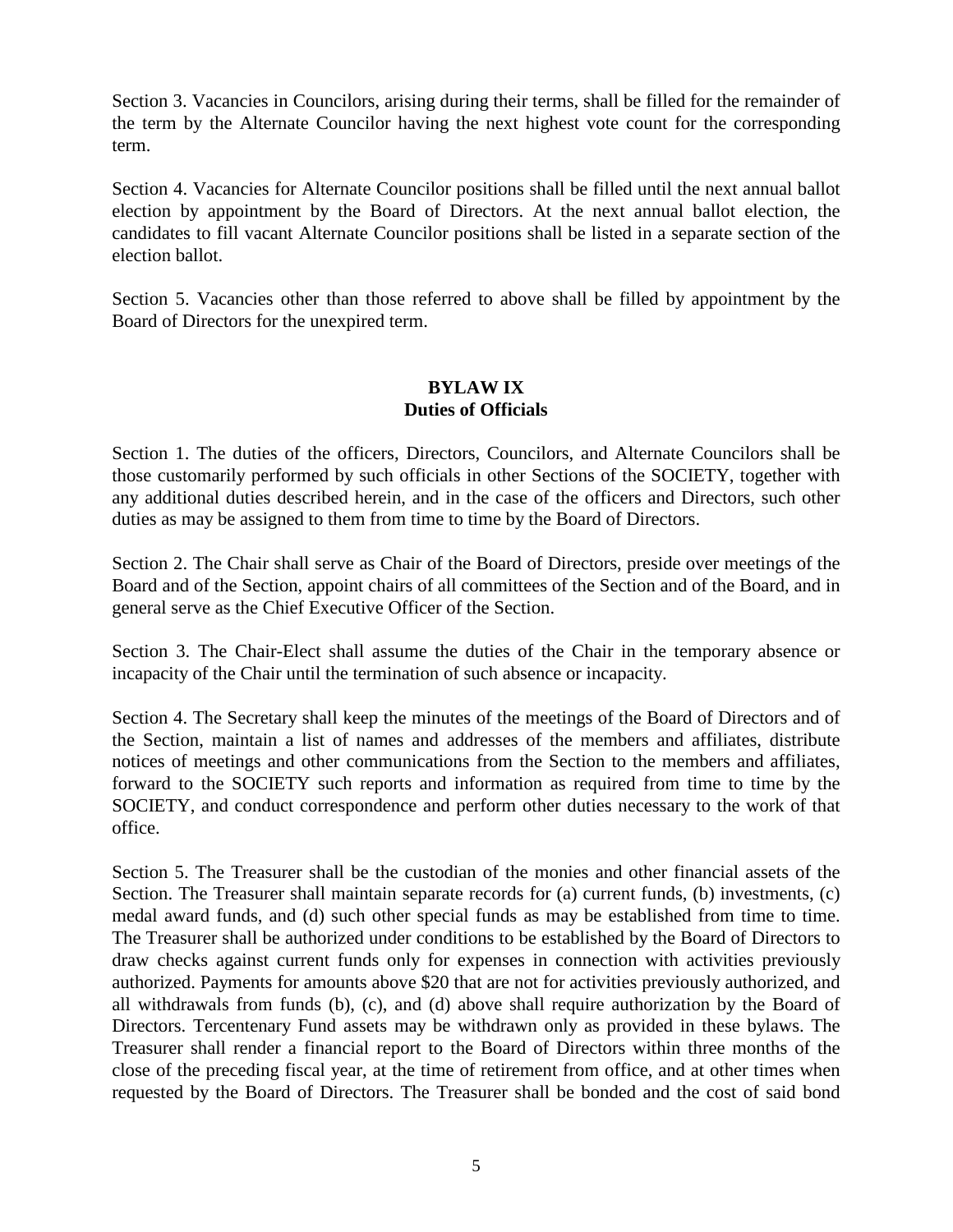Section 3. Vacancies in Councilors, arising during their terms, shall be filled for the remainder of the term by the Alternate Councilor having the next highest vote count for the corresponding term.

Section 4. Vacancies for Alternate Councilor positions shall be filled until the next annual ballot election by appointment by the Board of Directors. At the next annual ballot election, the candidates to fill vacant Alternate Councilor positions shall be listed in a separate section of the election ballot.

Section 5. Vacancies other than those referred to above shall be filled by appointment by the Board of Directors for the unexpired term.

## BYLAW IX
## Duties of Officials

Section 1. The duties of the officers, Directors, Councilors, and Alternate Councilors shall be those customarily performed by such officials in other Sections of the SOCIETY, together with any additional duties described herein, and in the case of the officers and Directors, such other duties as may be assigned to them from time to time by the Board of Directors.

Section 2. The Chair shall serve as Chair of the Board of Directors, preside over meetings of the Board and of the Section, appoint chairs of all committees of the Section and of the Board, and in general serve as the Chief Executive Officer of the Section.

Section 3. The Chair-Elect shall assume the duties of the Chair in the temporary absence or incapacity of the Chair until the termination of such absence or incapacity.

Section 4. The Secretary shall keep the minutes of the meetings of the Board of Directors and of the Section, maintain a list of names and addresses of the members and affiliates, distribute notices of meetings and other communications from the Section to the members and affiliates, forward to the SOCIETY such reports and information as required from time to time by the SOCIETY, and conduct correspondence and perform other duties necessary to the work of that office.

Section 5. The Treasurer shall be the custodian of the monies and other financial assets of the Section. The Treasurer shall maintain separate records for (a) current funds, (b) investments, (c) medal award funds, and (d) such other special funds as may be established from time to time. The Treasurer shall be authorized under conditions to be established by the Board of Directors to draw checks against current funds only for expenses in connection with activities previously authorized. Payments for amounts above $20 that are not for activities previously authorized, and all withdrawals from funds (b), (c), and (d) above shall require authorization by the Board of Directors. Tercentenary Fund assets may be withdrawn only as provided in these bylaws. The Treasurer shall render a financial report to the Board of Directors within three months of the close of the preceding fiscal year, at the time of retirement from office, and at other times when requested by the Board of Directors. The Treasurer shall be bonded and the cost of said bond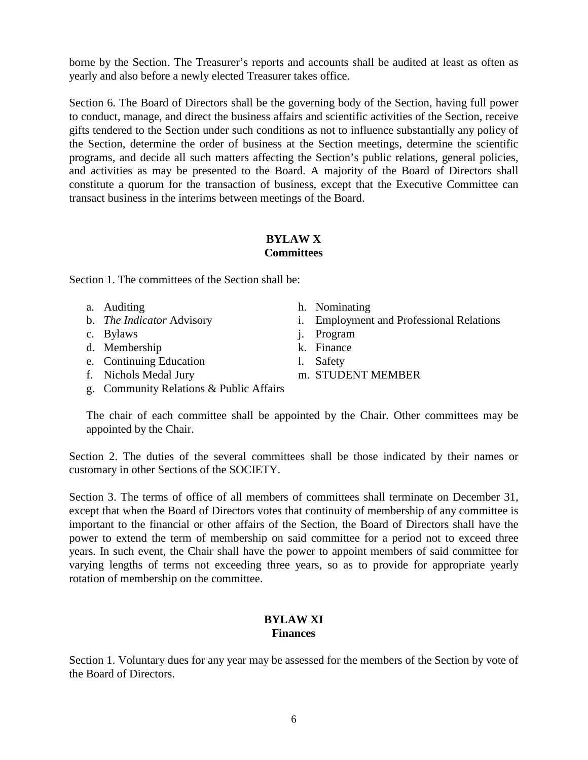borne by the Section. The Treasurer's reports and accounts shall be audited at least as often as yearly and also before a newly elected Treasurer takes office.

Section 6. The Board of Directors shall be the governing body of the Section, having full power to conduct, manage, and direct the business affairs and scientific activities of the Section, receive gifts tendered to the Section under such conditions as not to influence substantially any policy of the Section, determine the order of business at the Section meetings, determine the scientific programs, and decide all such matters affecting the Section's public relations, general policies, and activities as may be presented to the Board. A majority of the Board of Directors shall constitute a quorum for the transaction of business, except that the Executive Committee can transact business in the interims between meetings of the Board.

## BYLAW X
## Committees

Section 1. The committees of the Section shall be:

a. Auditing
b. *The Indicator* Advisory
c. Bylaws
d. Membership
e. Continuing Education
f. Nichols Medal Jury
g. Community Relations & Public Affairs
h. Nominating
i. Employment and Professional Relations
j. Program
k. Finance
l. Safety
m. STUDENT MEMBER

The chair of each committee shall be appointed by the Chair. Other committees may be appointed by the Chair.

Section 2. The duties of the several committees shall be those indicated by their names or customary in other Sections of the SOCIETY.

Section 3. The terms of office of all members of committees shall terminate on December 31, except that when the Board of Directors votes that continuity of membership of any committee is important to the financial or other affairs of the Section, the Board of Directors shall have the power to extend the term of membership on said committee for a period not to exceed three years. In such event, the Chair shall have the power to appoint members of said committee for varying lengths of terms not exceeding three years, so as to provide for appropriate yearly rotation of membership on the committee.

## BYLAW XI
## Finances

Section 1. Voluntary dues for any year may be assessed for the members of the Section by vote of the Board of Directors.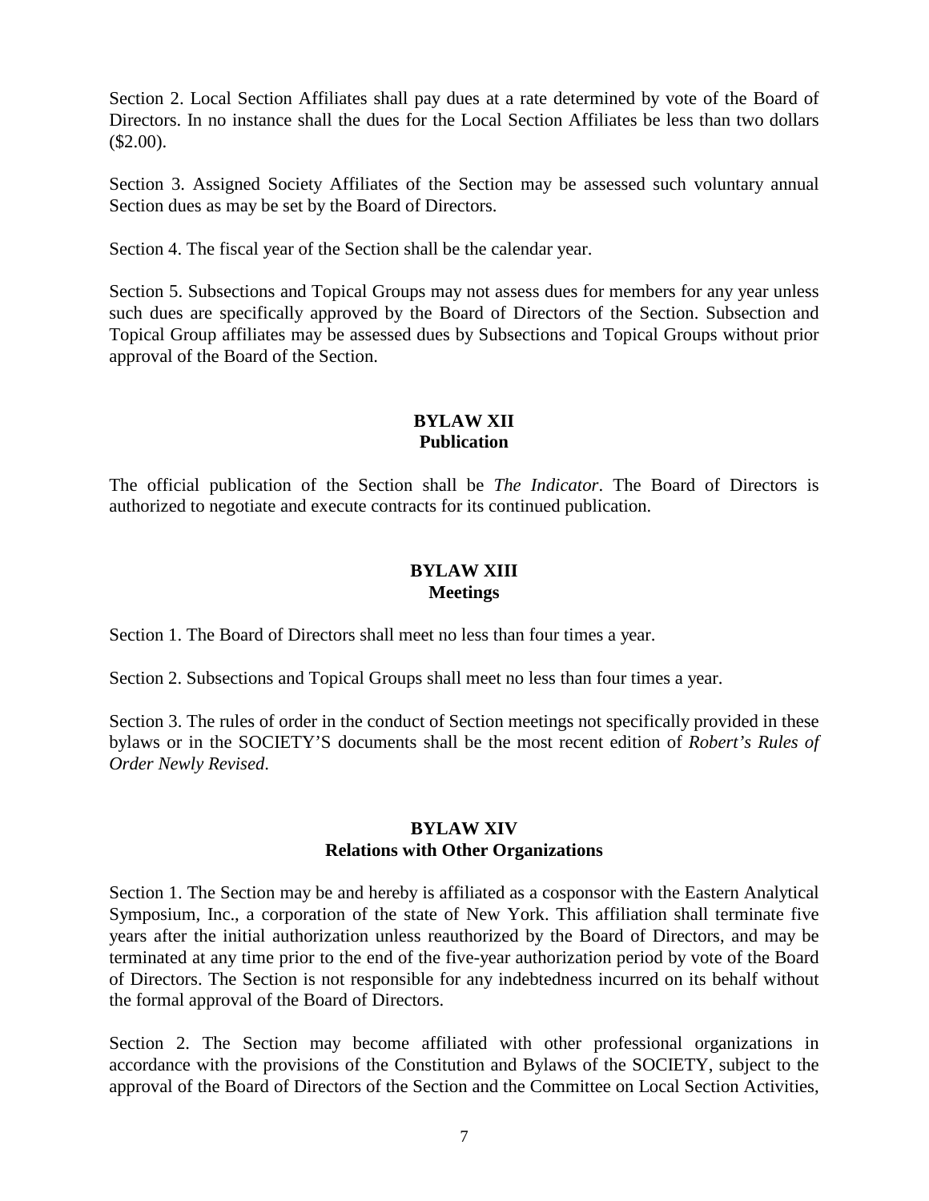Section 2. Local Section Affiliates shall pay dues at a rate determined by vote of the Board of Directors. In no instance shall the dues for the Local Section Affiliates be less than two dollars ($2.00).

Section 3. Assigned Society Affiliates of the Section may be assessed such voluntary annual Section dues as may be set by the Board of Directors.

Section 4. The fiscal year of the Section shall be the calendar year.

Section 5. Subsections and Topical Groups may not assess dues for members for any year unless such dues are specifically approved by the Board of Directors of the Section. Subsection and Topical Group affiliates may be assessed dues by Subsections and Topical Groups without prior approval of the Board of the Section.

## BYLAW XII
## Publication

The official publication of the Section shall be *The Indicator*. The Board of Directors is authorized to negotiate and execute contracts for its continued publication.

## BYLAW XIII
## Meetings

Section 1. The Board of Directors shall meet no less than four times a year.

Section 2. Subsections and Topical Groups shall meet no less than four times a year.

Section 3. The rules of order in the conduct of Section meetings not specifically provided in these bylaws or in the SOCIETY'S documents shall be the most recent edition of *Robert's Rules of Order Newly Revised.*

## BYLAW XIV
## Relations with Other Organizations

Section 1. The Section may be and hereby is affiliated as a cosponsor with the Eastern Analytical Symposium, Inc., a corporation of the state of New York. This affiliation shall terminate five years after the initial authorization unless reauthorized by the Board of Directors, and may be terminated at any time prior to the end of the five-year authorization period by vote of the Board of Directors. The Section is not responsible for any indebtedness incurred on its behalf without the formal approval of the Board of Directors.

Section 2. The Section may become affiliated with other professional organizations in accordance with the provisions of the Constitution and Bylaws of the SOCIETY, subject to the approval of the Board of Directors of the Section and the Committee on Local Section Activities,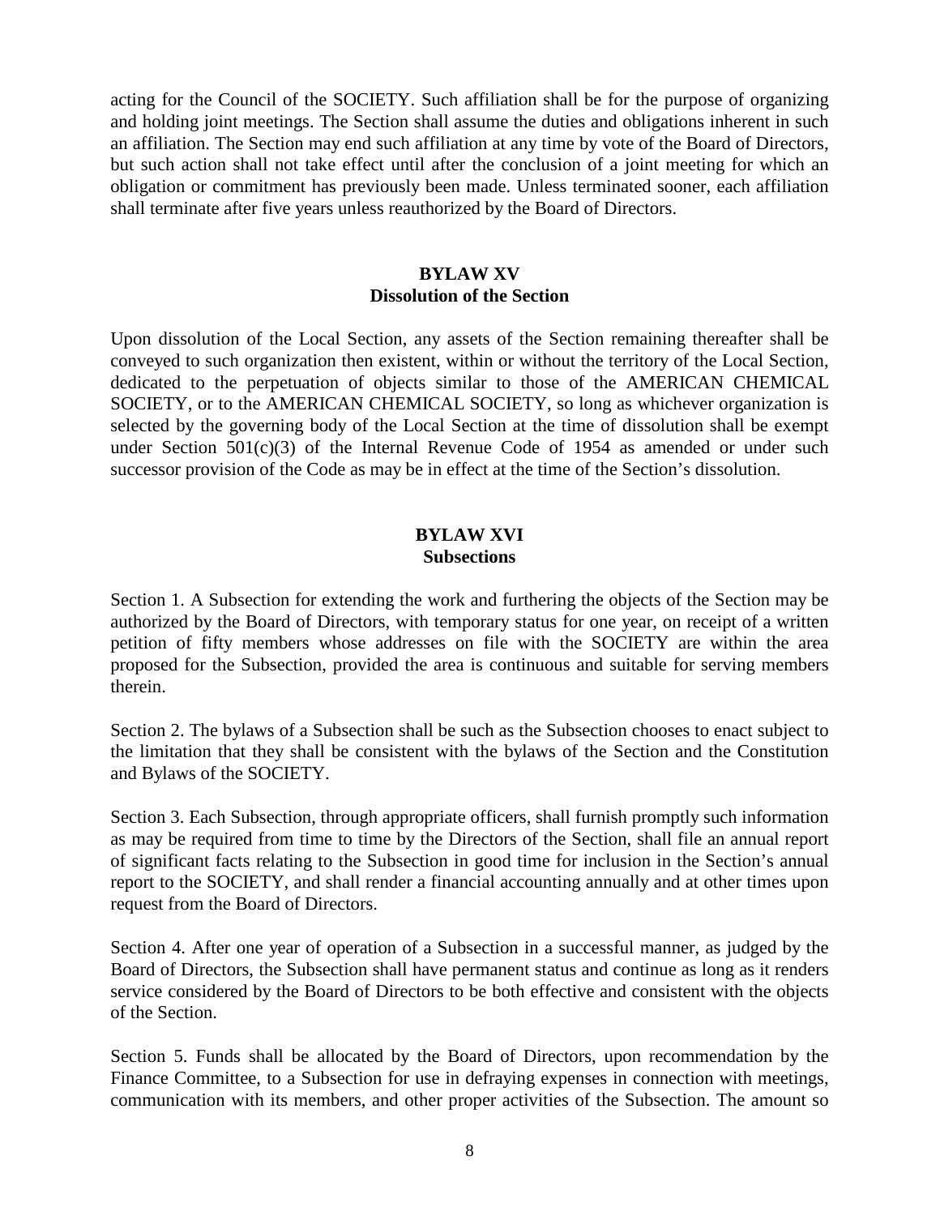acting for the Council of the SOCIETY. Such affiliation shall be for the purpose of organizing and holding joint meetings. The Section shall assume the duties and obligations inherent in such an affiliation. The Section may end such affiliation at any time by vote of the Board of Directors, but such action shall not take effect until after the conclusion of a joint meeting for which an obligation or commitment has previously been made. Unless terminated sooner, each affiliation shall terminate after five years unless reauthorized by the Board of Directors.

## BYLAW XV
## Dissolution of the Section

Upon dissolution of the Local Section, any assets of the Section remaining thereafter shall be conveyed to such organization then existent, within or without the territory of the Local Section, dedicated to the perpetuation of objects similar to those of the AMERICAN CHEMICAL SOCIETY, or to the AMERICAN CHEMICAL SOCIETY, so long as whichever organization is selected by the governing body of the Local Section at the time of dissolution shall be exempt under Section 501(c)(3) of the Internal Revenue Code of 1954 as amended or under such successor provision of the Code as may be in effect at the time of the Section's dissolution.

## BYLAW XVI
## Subsections

Section 1. A Subsection for extending the work and furthering the objects of the Section may be authorized by the Board of Directors, with temporary status for one year, on receipt of a written petition of fifty members whose addresses on file with the SOCIETY are within the area proposed for the Subsection, provided the area is continuous and suitable for serving members therein.

Section 2. The bylaws of a Subsection shall be such as the Subsection chooses to enact subject to the limitation that they shall be consistent with the bylaws of the Section and the Constitution and Bylaws of the SOCIETY.

Section 3. Each Subsection, through appropriate officers, shall furnish promptly such information as may be required from time to time by the Directors of the Section, shall file an annual report of significant facts relating to the Subsection in good time for inclusion in the Section's annual report to the SOCIETY, and shall render a financial accounting annually and at other times upon request from the Board of Directors.

Section 4. After one year of operation of a Subsection in a successful manner, as judged by the Board of Directors, the Subsection shall have permanent status and continue as long as it renders service considered by the Board of Directors to be both effective and consistent with the objects of the Section.

Section 5. Funds shall be allocated by the Board of Directors, upon recommendation by the Finance Committee, to a Subsection for use in defraying expenses in connection with meetings, communication with its members, and other proper activities of the Subsection. The amount so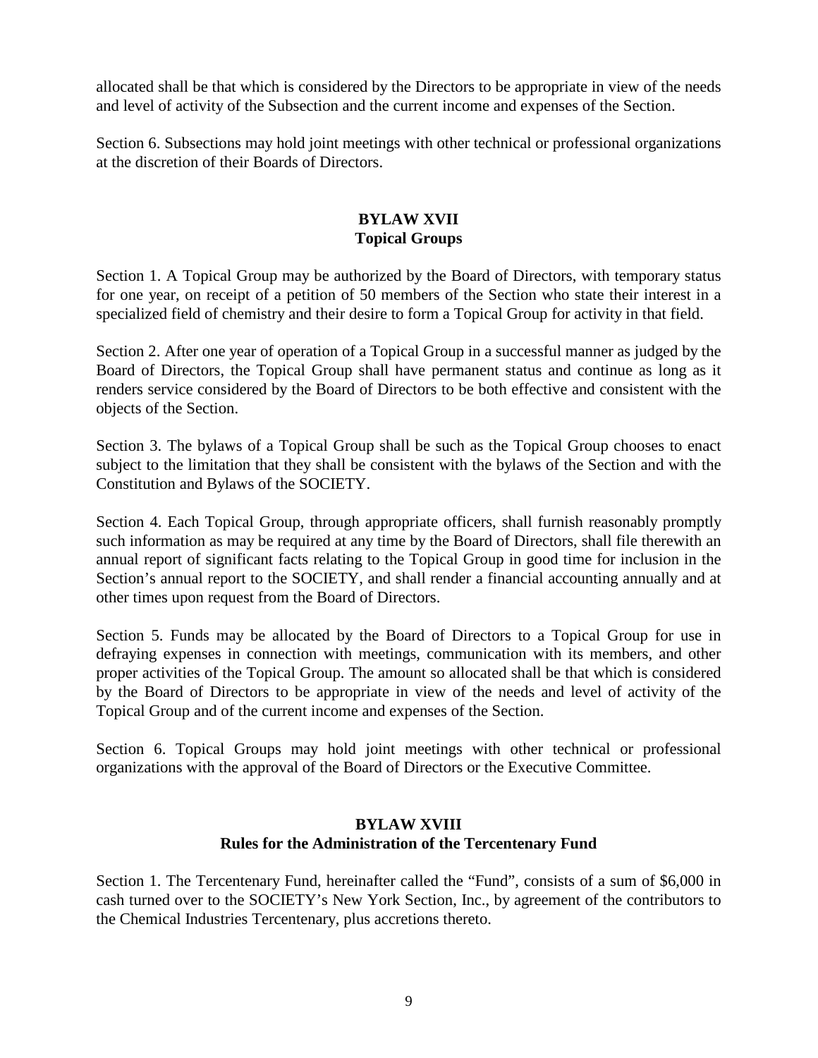allocated shall be that which is considered by the Directors to be appropriate in view of the needs and level of activity of the Subsection and the current income and expenses of the Section.

Section 6. Subsections may hold joint meetings with other technical or professional organizations at the discretion of their Boards of Directors.

## BYLAW XVII
## Topical Groups

Section 1. A Topical Group may be authorized by the Board of Directors, with temporary status for one year, on receipt of a petition of 50 members of the Section who state their interest in a specialized field of chemistry and their desire to form a Topical Group for activity in that field.

Section 2. After one year of operation of a Topical Group in a successful manner as judged by the Board of Directors, the Topical Group shall have permanent status and continue as long as it renders service considered by the Board of Directors to be both effective and consistent with the objects of the Section.

Section 3. The bylaws of a Topical Group shall be such as the Topical Group chooses to enact subject to the limitation that they shall be consistent with the bylaws of the Section and with the Constitution and Bylaws of the SOCIETY.

Section 4. Each Topical Group, through appropriate officers, shall furnish reasonably promptly such information as may be required at any time by the Board of Directors, shall file therewith an annual report of significant facts relating to the Topical Group in good time for inclusion in the Section's annual report to the SOCIETY, and shall render a financial accounting annually and at other times upon request from the Board of Directors.

Section 5. Funds may be allocated by the Board of Directors to a Topical Group for use in defraying expenses in connection with meetings, communication with its members, and other proper activities of the Topical Group. The amount so allocated shall be that which is considered by the Board of Directors to be appropriate in view of the needs and level of activity of the Topical Group and of the current income and expenses of the Section.

Section 6. Topical Groups may hold joint meetings with other technical or professional organizations with the approval of the Board of Directors or the Executive Committee.

## BYLAW XVIII
## Rules for the Administration of the Tercentenary Fund

Section 1. The Tercentenary Fund, hereinafter called the "Fund", consists of a sum of $6,000 in cash turned over to the SOCIETY's New York Section, Inc., by agreement of the contributors to the Chemical Industries Tercentenary, plus accretions thereto.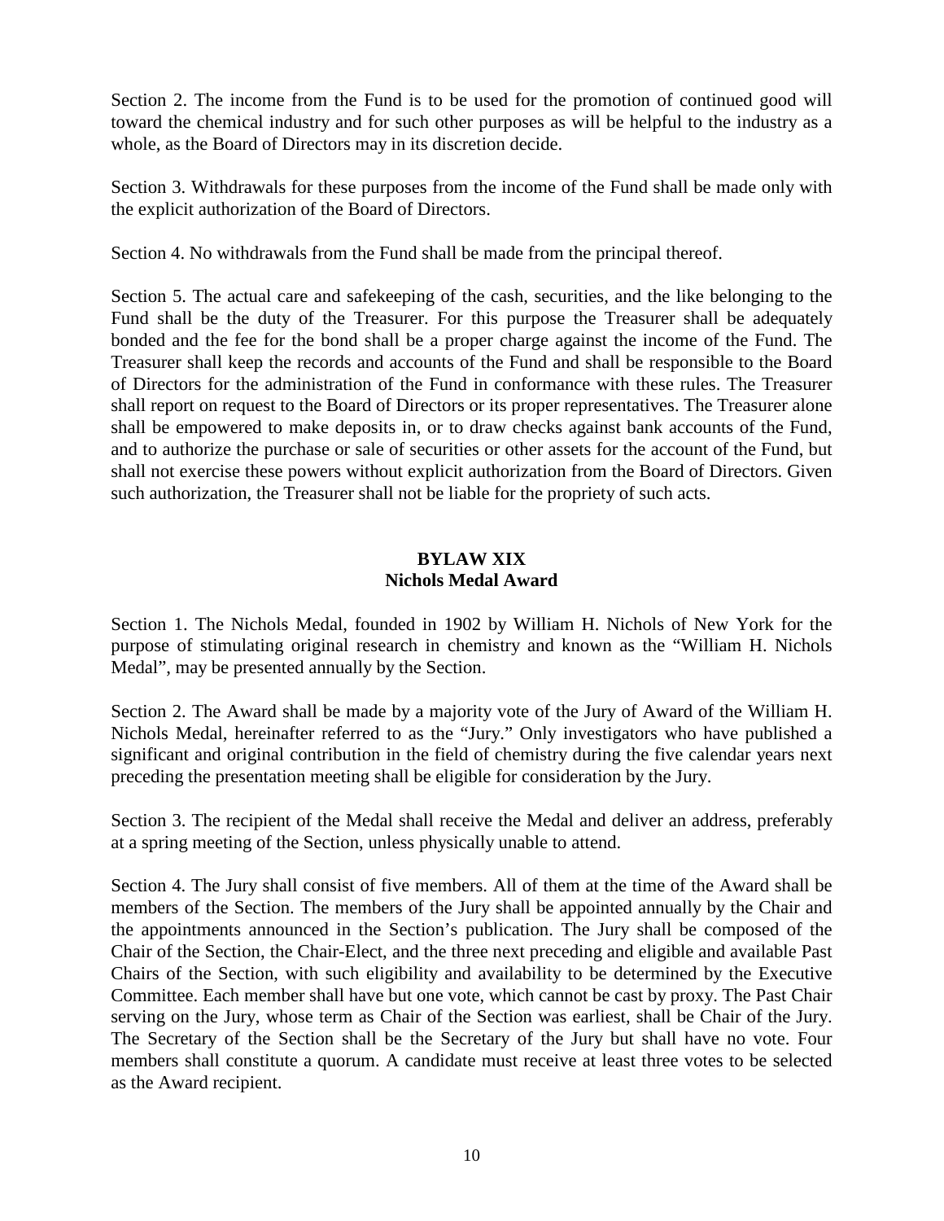Section 2. The income from the Fund is to be used for the promotion of continued good will toward the chemical industry and for such other purposes as will be helpful to the industry as a whole, as the Board of Directors may in its discretion decide.

Section 3. Withdrawals for these purposes from the income of the Fund shall be made only with the explicit authorization of the Board of Directors.

Section 4. No withdrawals from the Fund shall be made from the principal thereof.

Section 5. The actual care and safekeeping of the cash, securities, and the like belonging to the Fund shall be the duty of the Treasurer. For this purpose the Treasurer shall be adequately bonded and the fee for the bond shall be a proper charge against the income of the Fund. The Treasurer shall keep the records and accounts of the Fund and shall be responsible to the Board of Directors for the administration of the Fund in conformance with these rules. The Treasurer shall report on request to the Board of Directors or its proper representatives. The Treasurer alone shall be empowered to make deposits in, or to draw checks against bank accounts of the Fund, and to authorize the purchase or sale of securities or other assets for the account of the Fund, but shall not exercise these powers without explicit authorization from the Board of Directors. Given such authorization, the Treasurer shall not be liable for the propriety of such acts.

## BYLAW XIX
## Nichols Medal Award

Section 1. The Nichols Medal, founded in 1902 by William H. Nichols of New York for the purpose of stimulating original research in chemistry and known as the "William H. Nichols Medal", may be presented annually by the Section.

Section 2. The Award shall be made by a majority vote of the Jury of Award of the William H. Nichols Medal, hereinafter referred to as the "Jury." Only investigators who have published a significant and original contribution in the field of chemistry during the five calendar years next preceding the presentation meeting shall be eligible for consideration by the Jury.

Section 3. The recipient of the Medal shall receive the Medal and deliver an address, preferably at a spring meeting of the Section, unless physically unable to attend.

Section 4. The Jury shall consist of five members. All of them at the time of the Award shall be members of the Section. The members of the Jury shall be appointed annually by the Chair and the appointments announced in the Section's publication. The Jury shall be composed of the Chair of the Section, the Chair-Elect, and the three next preceding and eligible and available Past Chairs of the Section, with such eligibility and availability to be determined by the Executive Committee. Each member shall have but one vote, which cannot be cast by proxy. The Past Chair serving on the Jury, whose term as Chair of the Section was earliest, shall be Chair of the Jury. The Secretary of the Section shall be the Secretary of the Jury but shall have no vote. Four members shall constitute a quorum. A candidate must receive at least three votes to be selected as the Award recipient.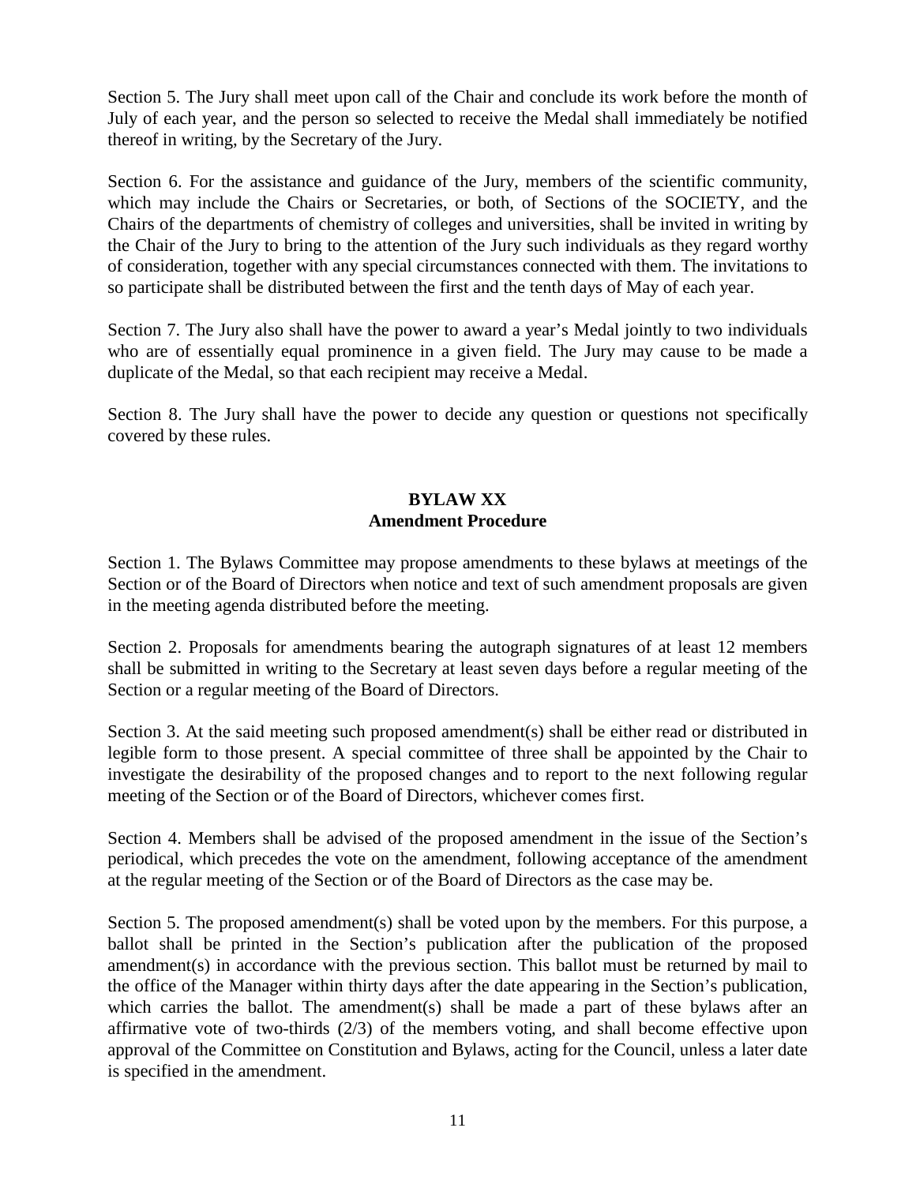Section 5. The Jury shall meet upon call of the Chair and conclude its work before the month of July of each year, and the person so selected to receive the Medal shall immediately be notified thereof in writing, by the Secretary of the Jury.

Section 6. For the assistance and guidance of the Jury, members of the scientific community, which may include the Chairs or Secretaries, or both, of Sections of the SOCIETY, and the Chairs of the departments of chemistry of colleges and universities, shall be invited in writing by the Chair of the Jury to bring to the attention of the Jury such individuals as they regard worthy of consideration, together with any special circumstances connected with them. The invitations to so participate shall be distributed between the first and the tenth days of May of each year.

Section 7. The Jury also shall have the power to award a year's Medal jointly to two individuals who are of essentially equal prominence in a given field. The Jury may cause to be made a duplicate of the Medal, so that each recipient may receive a Medal.

Section 8. The Jury shall have the power to decide any question or questions not specifically covered by these rules.

## BYLAW XX
## Amendment Procedure

Section 1. The Bylaws Committee may propose amendments to these bylaws at meetings of the Section or of the Board of Directors when notice and text of such amendment proposals are given in the meeting agenda distributed before the meeting.

Section 2. Proposals for amendments bearing the autograph signatures of at least 12 members shall be submitted in writing to the Secretary at least seven days before a regular meeting of the Section or a regular meeting of the Board of Directors.

Section 3. At the said meeting such proposed amendment(s) shall be either read or distributed in legible form to those present. A special committee of three shall be appointed by the Chair to investigate the desirability of the proposed changes and to report to the next following regular meeting of the Section or of the Board of Directors, whichever comes first.

Section 4. Members shall be advised of the proposed amendment in the issue of the Section's periodical, which precedes the vote on the amendment, following acceptance of the amendment at the regular meeting of the Section or of the Board of Directors as the case may be.

Section 5. The proposed amendment(s) shall be voted upon by the members. For this purpose, a ballot shall be printed in the Section's publication after the publication of the proposed amendment(s) in accordance with the previous section. This ballot must be returned by mail to the office of the Manager within thirty days after the date appearing in the Section's publication, which carries the ballot. The amendment(s) shall be made a part of these bylaws after an affirmative vote of two-thirds (2/3) of the members voting, and shall become effective upon approval of the Committee on Constitution and Bylaws, acting for the Council, unless a later date is specified in the amendment.